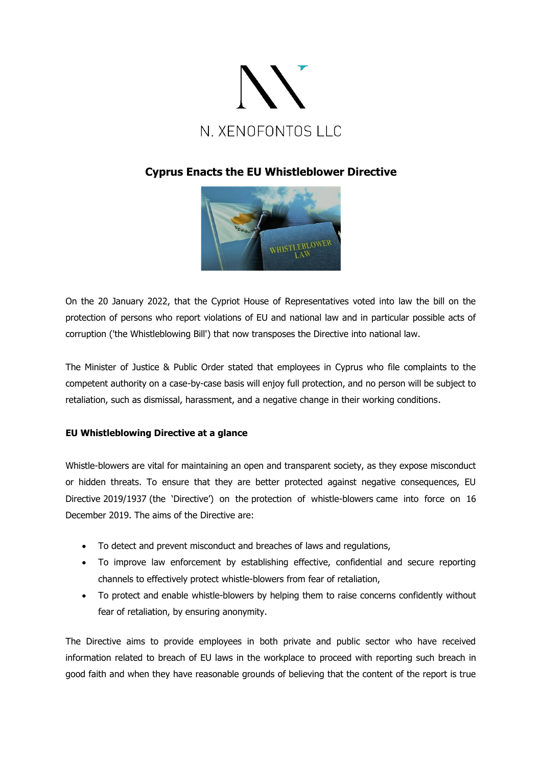N. XENOFONTOS LLC

# Cyprus Enacts the EU Whistleblower Directive

On the 20 January 2022, that the Cypriot House of Representatives voted into law the bill on the protection of persons who report violations of EU and national law and in particular possible acts of corruption ('the Whistleblowing Bill') that now transposes the Directive into national law.

The Minister of Justice & Public Order stated that employees in Cyprus who file complaints to the competent authority on a case-by-case basis will enjoy full protection, and no person will be subject to retaliation, such as dismissal, harassment, and a negative change in their working conditions.

**EU Whistleblowing Directive at a glance**

Whistle-blowers are vital for maintaining an open and transparent society, as they expose misconduct or hidden threats. To ensure that they are better protected against negative consequences, EU Directive 2019/1937 (the 'Directive') on the protection of whistle-blowers came into force on 16 December 2019. The aims of the Directive are:

- To detect and prevent misconduct and breaches of laws and regulations,
- To improve law enforcement by establishing effective, confidential and secure reporting channels to effectively protect whistle-blowers from fear of retaliation,
- To protect and enable whistle-blowers by helping them to raise concerns confidently without fear of retaliation, by ensuring anonymity.

The Directive aims to provide employees in both private and public sector who have received information related to breach of EU laws in the workplace to proceed with reporting such breach in good faith and when they have reasonable grounds of believing that the content of the report is true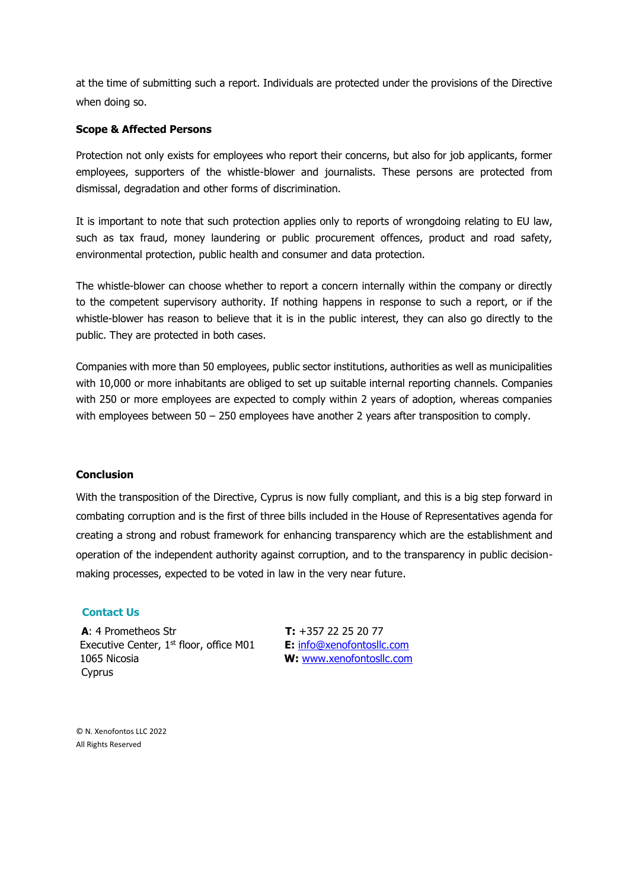at the time of submitting such a report. Individuals are protected under the provisions of the Directive when doing so.

**Scope & Affected Persons**

Protection not only exists for employees who report their concerns, but also for job applicants, former employees, supporters of the whistle-blower and journalists. These persons are protected from dismissal, degradation and other forms of discrimination.

It is important to note that such protection applies only to reports of wrongdoing relating to EU law, such as tax fraud, money laundering or public procurement offences, product and road safety, environmental protection, public health and consumer and data protection.

The whistle-blower can choose whether to report a concern internally within the company or directly to the competent supervisory authority. If nothing happens in response to such a report, or if the whistle-blower has reason to believe that it is in the public interest, they can also go directly to the public. They are protected in both cases.

Companies with more than 50 employees, public sector institutions, authorities as well as municipalities with 10,000 or more inhabitants are obliged to set up suitable internal reporting channels. Companies with 250 or more employees are expected to comply within 2 years of adoption, whereas companies with employees between 50 – 250 employees have another 2 years after transposition to comply.

**Conclusion**

With the transposition of the Directive, Cyprus is now fully compliant, and this is a big step forward in combating corruption and is the first of three bills included in the House of Representatives agenda for creating a strong and robust framework for enhancing transparency which are the establishment and operation of the independent authority against corruption, and to the transparency in public decision-making processes, expected to be voted in law in the very near future.

**Contact Us**

**A**: 4 Prometheos Str
Executive Center, 1st floor, office M01
1065 Nicosia
Cyprus

**T:** +357 22 25 20 77
**E:** info@xenofontosllc.com
**W:** www.xenofontosllc.com

© N. Xenofontos LLC 2022
All Rights Reserved